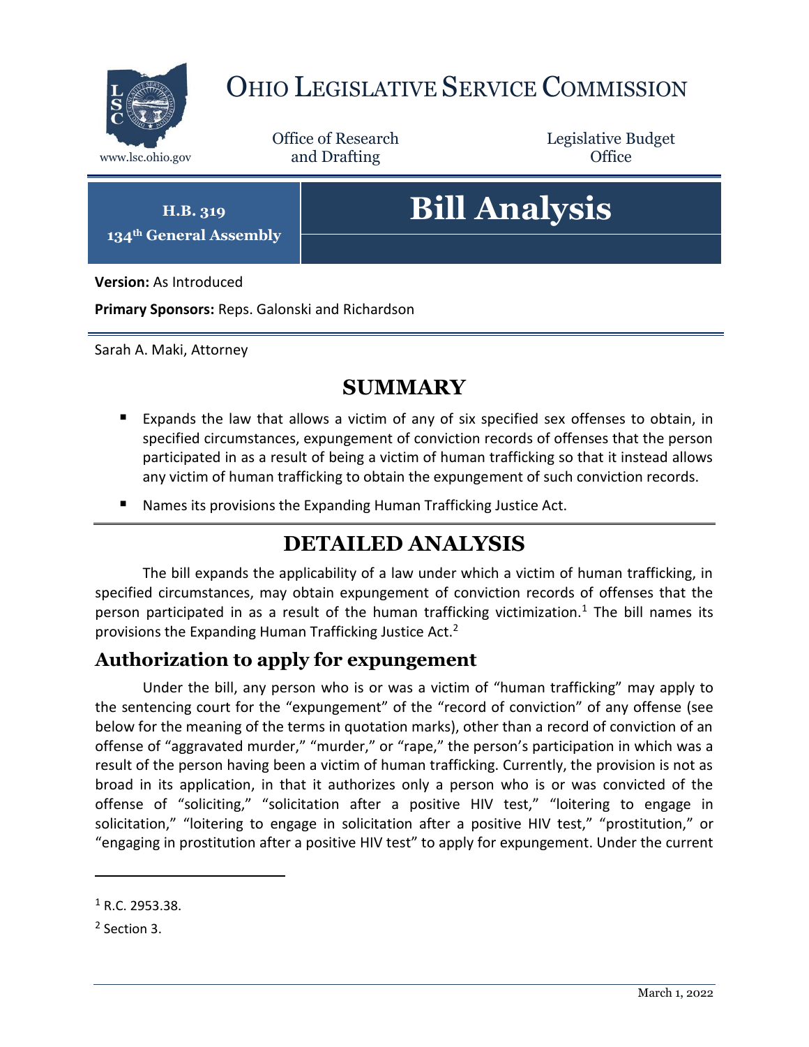# OHIO LEGISLATIVE SERVICE COMMISSION

www.lsc.ohio.gov

Office of Research and Drafting

Legislative Budget Office

**H.B. 319**
**134th General Assembly**

# Bill Analysis

**Version:** As Introduced

**Primary Sponsors:** Reps. Galonski and Richardson

Sarah A. Maki, Attorney

## SUMMARY

- Expands the law that allows a victim of any of six specified sex offenses to obtain, in specified circumstances, expungement of conviction records of offenses that the person participated in as a result of being a victim of human trafficking so that it instead allows any victim of human trafficking to obtain the expungement of such conviction records.
- Names its provisions the Expanding Human Trafficking Justice Act.

## DETAILED ANALYSIS

The bill expands the applicability of a law under which a victim of human trafficking, in specified circumstances, may obtain expungement of conviction records of offenses that the person participated in as a result of the human trafficking victimization.[1] The bill names its provisions the Expanding Human Trafficking Justice Act.[2]

### Authorization to apply for expungement

Under the bill, any person who is or was a victim of "human trafficking" may apply to the sentencing court for the "expungement" of the "record of conviction" of any offense (see below for the meaning of the terms in quotation marks), other than a record of conviction of an offense of "aggravated murder," "murder," or "rape," the person's participation in which was a result of the person having been a victim of human trafficking. Currently, the provision is not as broad in its application, in that it authorizes only a person who is or was convicted of the offense of "soliciting," "solicitation after a positive HIV test," "loitering to engage in solicitation," "loitering to engage in solicitation after a positive HIV test," "prostitution," or "engaging in prostitution after a positive HIV test" to apply for expungement. Under the current

---

[1] R.C. 2953.38.

[2] Section 3.

March 1, 2022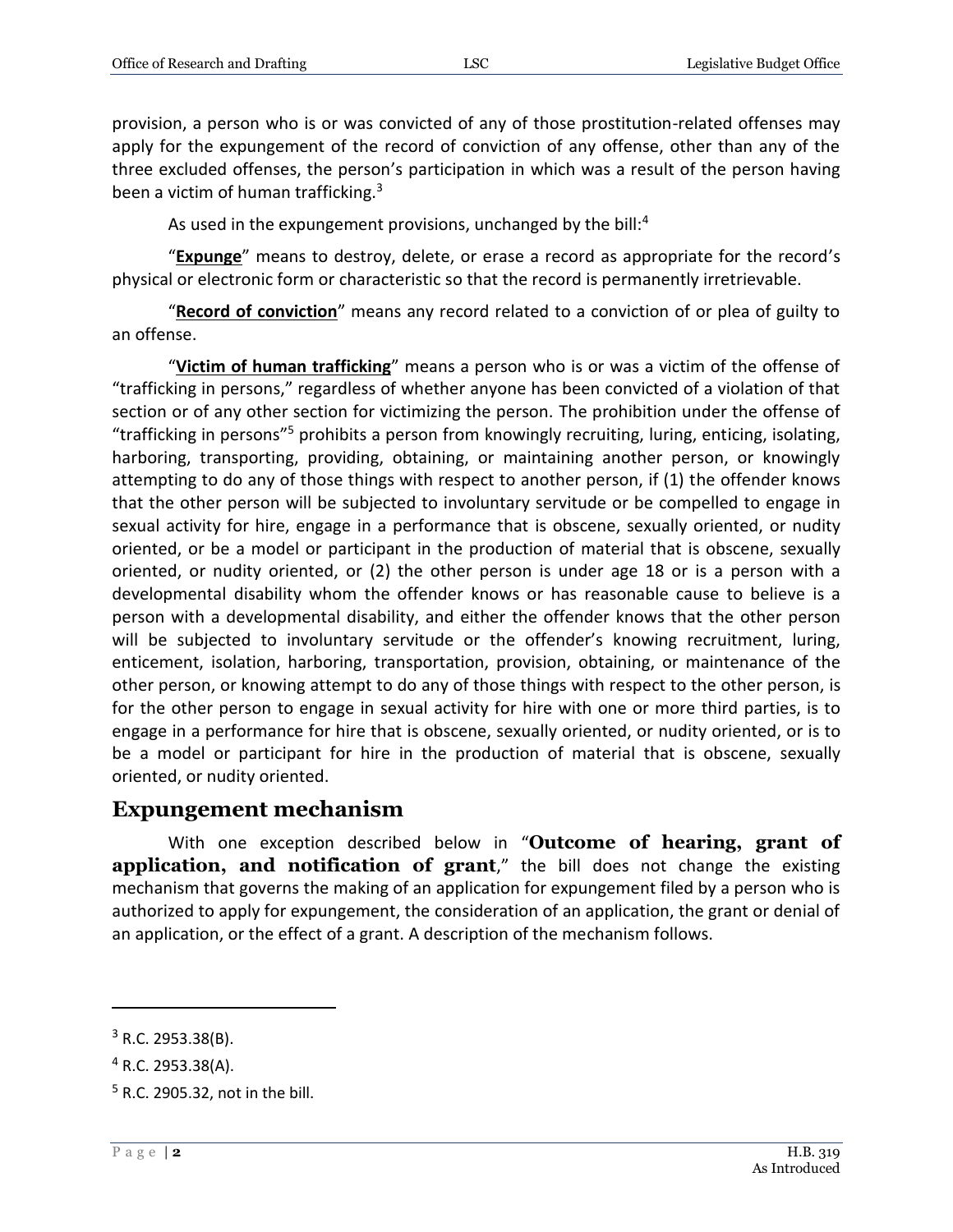provision, a person who is or was convicted of any of those prostitution-related offenses may apply for the expungement of the record of conviction of any offense, other than any of the three excluded offenses, the person's participation in which was a result of the person having been a victim of human trafficking.[3]

As used in the expungement provisions, unchanged by the bill:[4]

"**Expunge**" means to destroy, delete, or erase a record as appropriate for the record's physical or electronic form or characteristic so that the record is permanently irretrievable.

"**Record of conviction**" means any record related to a conviction of or plea of guilty to an offense.

"**Victim of human trafficking**" means a person who is or was a victim of the offense of "trafficking in persons," regardless of whether anyone has been convicted of a violation of that section or of any other section for victimizing the person. The prohibition under the offense of "trafficking in persons"[5] prohibits a person from knowingly recruiting, luring, enticing, isolating, harboring, transporting, providing, obtaining, or maintaining another person, or knowingly attempting to do any of those things with respect to another person, if (1) the offender knows that the other person will be subjected to involuntary servitude or be compelled to engage in sexual activity for hire, engage in a performance that is obscene, sexually oriented, or nudity oriented, or be a model or participant in the production of material that is obscene, sexually oriented, or nudity oriented, or (2) the other person is under age 18 or is a person with a developmental disability whom the offender knows or has reasonable cause to believe is a person with a developmental disability, and either the offender knows that the other person will be subjected to involuntary servitude or the offender's knowing recruitment, luring, enticement, isolation, harboring, transportation, provision, obtaining, or maintenance of the other person, or knowing attempt to do any of those things with respect to the other person, is for the other person to engage in sexual activity for hire with one or more third parties, is to engage in a performance for hire that is obscene, sexually oriented, or nudity oriented, or is to be a model or participant for hire in the production of material that is obscene, sexually oriented, or nudity oriented.

## Expungement mechanism

With one exception described below in "**Outcome of hearing, grant of application, and notification of grant**," the bill does not change the existing mechanism that governs the making of an application for expungement filed by a person who is authorized to apply for expungement, the consideration of an application, the grant or denial of an application, or the effect of a grant. A description of the mechanism follows.

---

[3] R.C. 2953.38(B).

[4] R.C. 2953.38(A).

[5] R.C. 2905.32, not in the bill.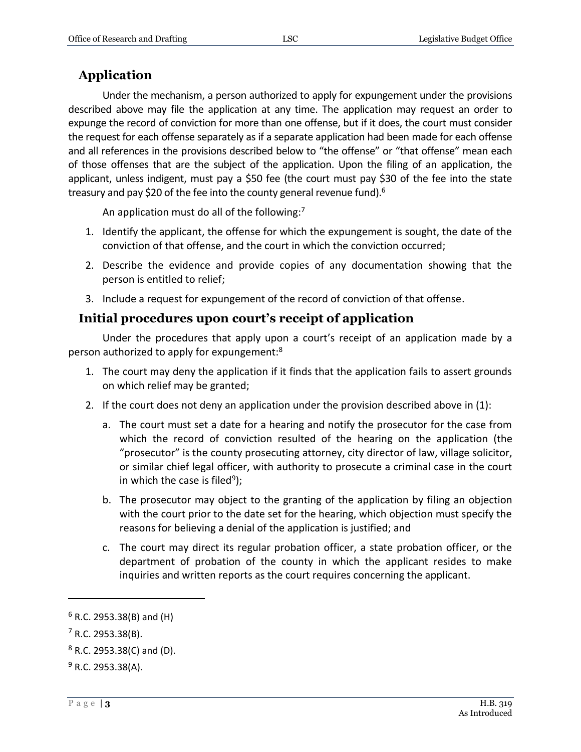## Application

Under the mechanism, a person authorized to apply for expungement under the provisions described above may file the application at any time. The application may request an order to expunge the record of conviction for more than one offense, but if it does, the court must consider the request for each offense separately as if a separate application had been made for each offense and all references in the provisions described below to "the offense" or "that offense" mean each of those offenses that are the subject of the application. Upon the filing of an application, the applicant, unless indigent, must pay a $50 fee (the court must pay $30 of the fee into the state treasury and pay $20 of the fee into the county general revenue fund).[6]

An application must do all of the following:[7]

1. Identify the applicant, the offense for which the expungement is sought, the date of the conviction of that offense, and the court in which the conviction occurred;
2. Describe the evidence and provide copies of any documentation showing that the person is entitled to relief;
3. Include a request for expungement of the record of conviction of that offense.

## Initial procedures upon court's receipt of application

Under the procedures that apply upon a court's receipt of an application made by a person authorized to apply for expungement:[8]

1. The court may deny the application if it finds that the application fails to assert grounds on which relief may be granted;
2. If the court does not deny an application under the provision described above in (1):
   a. The court must set a date for a hearing and notify the prosecutor for the case from which the record of conviction resulted of the hearing on the application (the "prosecutor" is the county prosecuting attorney, city director of law, village solicitor, or similar chief legal officer, with authority to prosecute a criminal case in the court in which the case is filed[9]);
   b. The prosecutor may object to the granting of the application by filing an objection with the court prior to the date set for the hearing, which objection must specify the reasons for believing a denial of the application is justified; and
   c. The court may direct its regular probation officer, a state probation officer, or the department of probation of the county in which the applicant resides to make inquiries and written reports as the court requires concerning the applicant.

---

[6] R.C. 2953.38(B) and (H)

[7] R.C. 2953.38(B).

[8] R.C. 2953.38(C) and (D).

[9] R.C. 2953.38(A).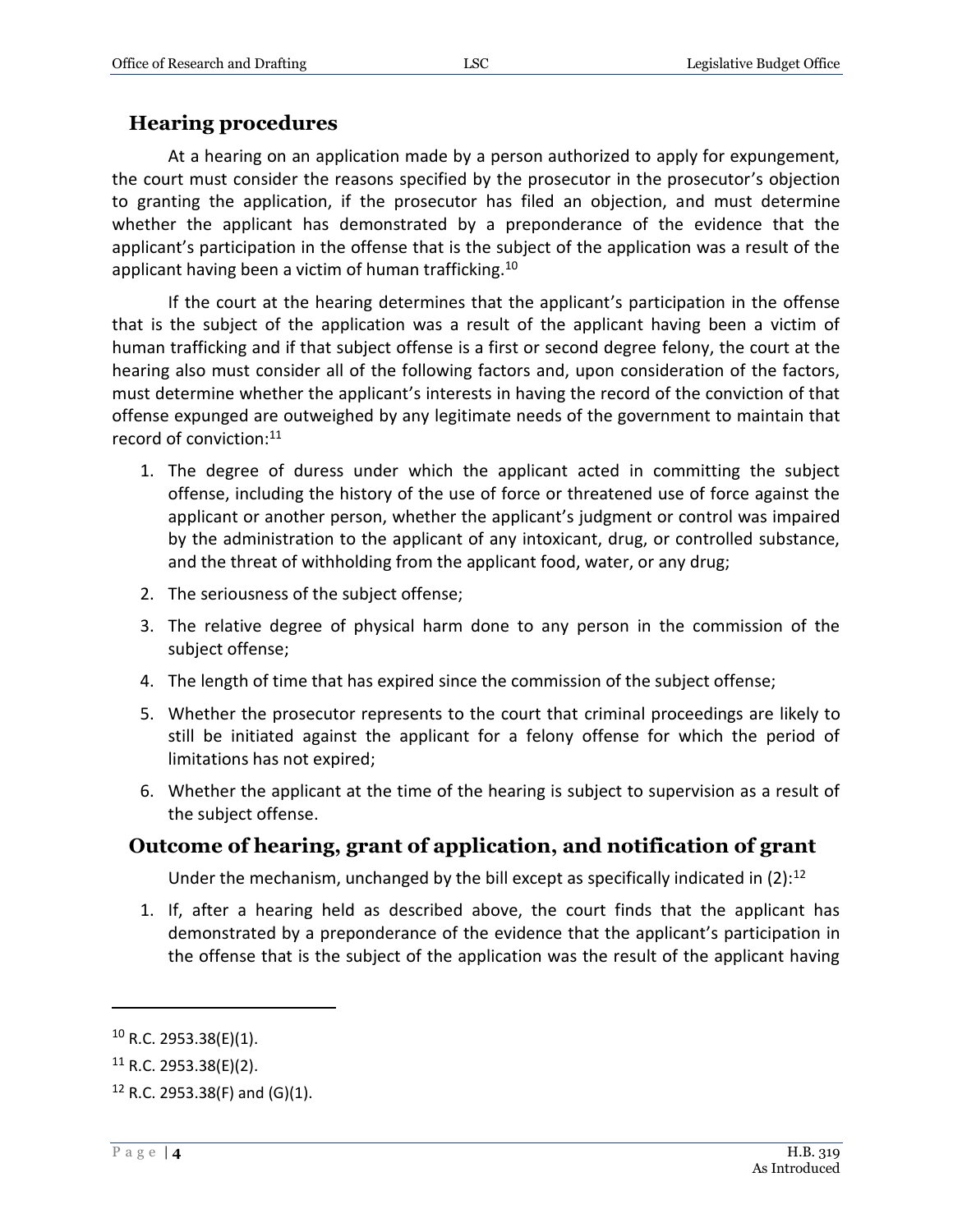## Hearing procedures

At a hearing on an application made by a person authorized to apply for expungement, the court must consider the reasons specified by the prosecutor in the prosecutor's objection to granting the application, if the prosecutor has filed an objection, and must determine whether the applicant has demonstrated by a preponderance of the evidence that the applicant's participation in the offense that is the subject of the application was a result of the applicant having been a victim of human trafficking.[10]

If the court at the hearing determines that the applicant's participation in the offense that is the subject of the application was a result of the applicant having been a victim of human trafficking and if that subject offense is a first or second degree felony, the court at the hearing also must consider all of the following factors and, upon consideration of the factors, must determine whether the applicant's interests in having the record of the conviction of that offense expunged are outweighed by any legitimate needs of the government to maintain that record of conviction:[11]

1. The degree of duress under which the applicant acted in committing the subject offense, including the history of the use of force or threatened use of force against the applicant or another person, whether the applicant's judgment or control was impaired by the administration to the applicant of any intoxicant, drug, or controlled substance, and the threat of withholding from the applicant food, water, or any drug;
2. The seriousness of the subject offense;
3. The relative degree of physical harm done to any person in the commission of the subject offense;
4. The length of time that has expired since the commission of the subject offense;
5. Whether the prosecutor represents to the court that criminal proceedings are likely to still be initiated against the applicant for a felony offense for which the period of limitations has not expired;
6. Whether the applicant at the time of the hearing is subject to supervision as a result of the subject offense.

## Outcome of hearing, grant of application, and notification of grant

Under the mechanism, unchanged by the bill except as specifically indicated in (2):[12]

1. If, after a hearing held as described above, the court finds that the applicant has demonstrated by a preponderance of the evidence that the applicant's participation in the offense that is the subject of the application was the result of the applicant having

---

[10] R.C. 2953.38(E)(1).

[11] R.C. 2953.38(E)(2).

[12] R.C. 2953.38(F) and (G)(1).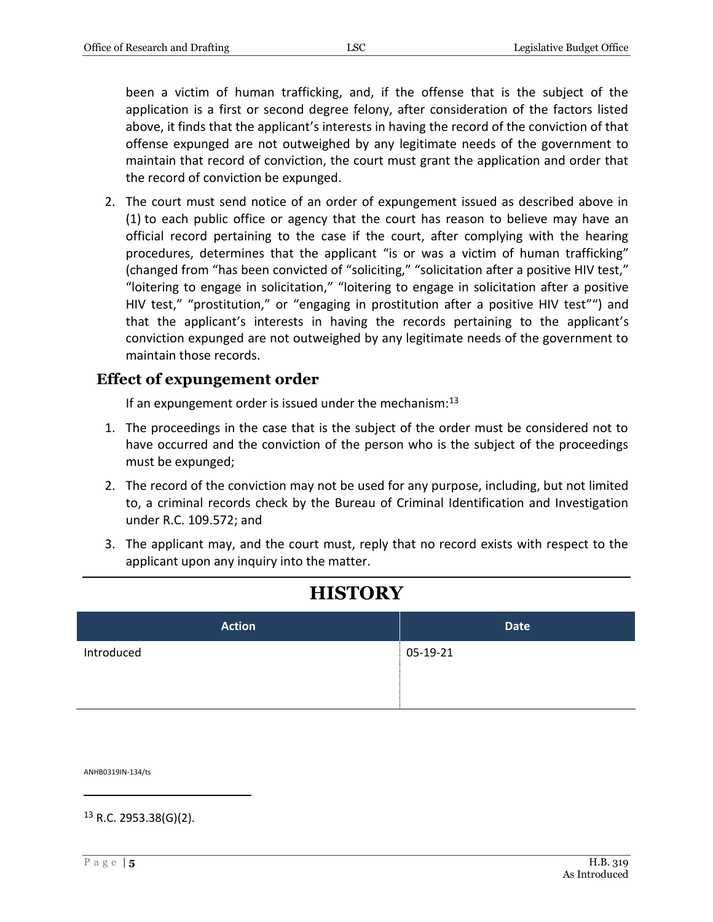been a victim of human trafficking, and, if the offense that is the subject of the application is a first or second degree felony, after consideration of the factors listed above, it finds that the applicant's interests in having the record of the conviction of that offense expunged are not outweighed by any legitimate needs of the government to maintain that record of conviction, the court must grant the application and order that the record of conviction be expunged.

2. The court must send notice of an order of expungement issued as described above in (1) to each public office or agency that the court has reason to believe may have an official record pertaining to the case if the court, after complying with the hearing procedures, determines that the applicant "is or was a victim of human trafficking" (changed from "has been convicted of "soliciting," "solicitation after a positive HIV test," "loitering to engage in solicitation," "loitering to engage in solicitation after a positive HIV test," "prostitution," or "engaging in prostitution after a positive HIV test"") and that the applicant's interests in having the records pertaining to the applicant's conviction expunged are not outweighed by any legitimate needs of the government to maintain those records.

## Effect of expungement order

If an expungement order is issued under the mechanism:[13]

1. The proceedings in the case that is the subject of the order must be considered not to have occurred and the conviction of the person who is the subject of the proceedings must be expunged;
2. The record of the conviction may not be used for any purpose, including, but not limited to, a criminal records check by the Bureau of Criminal Identification and Investigation under R.C. 109.572; and
3. The applicant may, and the court must, reply that no record exists with respect to the applicant upon any inquiry into the matter.

# HISTORY

| Action | Date |
| --- | --- |
| Introduced | 05-19-21 |

ANHB0319IN-134/ts

[13] R.C. 2953.38(G)(2).